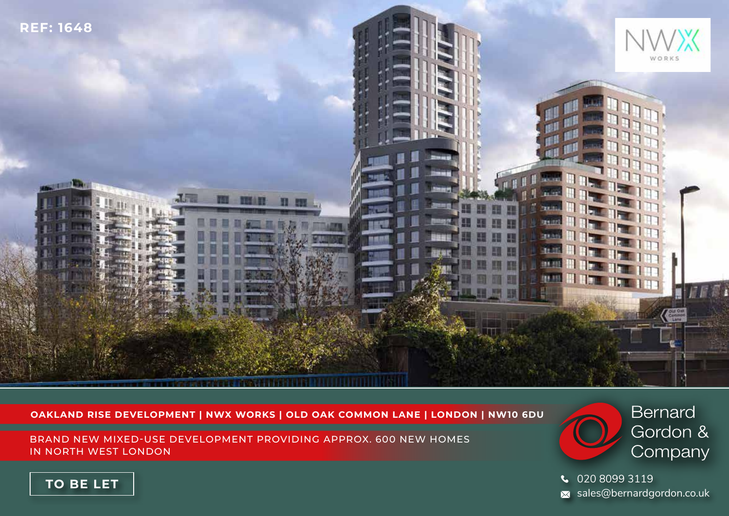REF: 1648

NWX WORKS

# OAKLAND RISE DEVELOPMENT | NWX WORKS | OLD OAK COMMON LANE | LONDON | NW10 6DU

BRAND NEW MIXED-USE DEVELOPMENT PROVIDING APPROX. 600 NEW HOMES IN NORTH WEST LONDON

**TO BE LET**

Bernard Gordon & Company

020 8099 3119

sales@bernardgordon.co.uk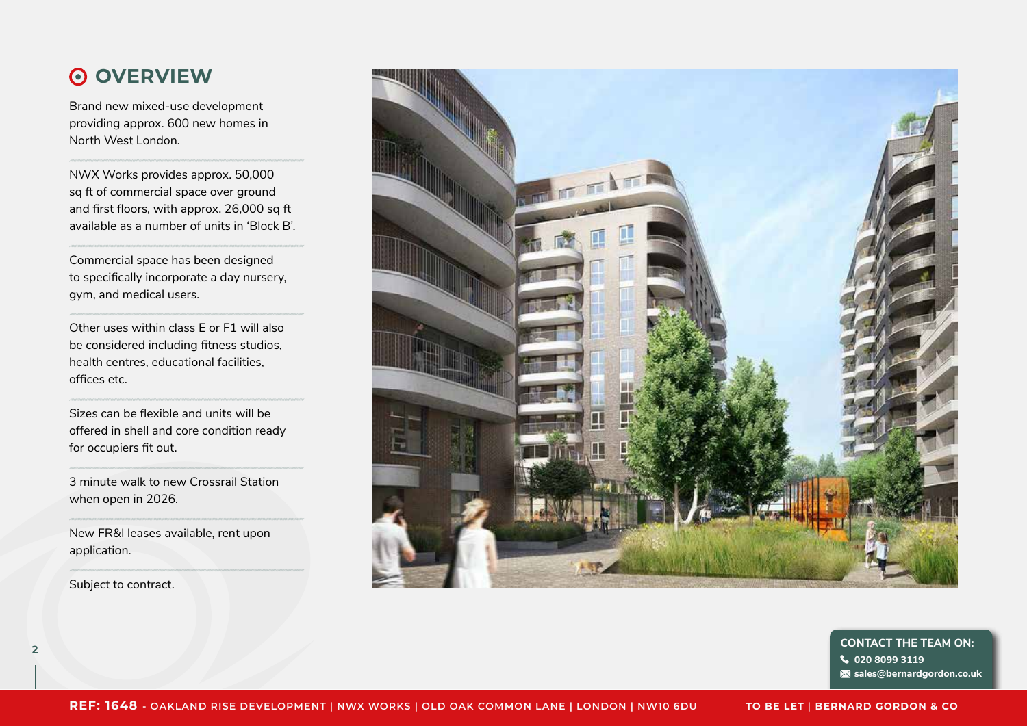# OVERVIEW

Brand new mixed-use development providing approx. 600 new homes in North West London.

NWX Works provides approx. 50,000 sq ft of commercial space over ground and first floors, with approx. 26,000 sq ft available as a number of units in 'Block B'.

Commercial space has been designed to specifically incorporate a day nursery, gym, and medical users.

Other uses within class E or F1 will also be considered including fitness studios, health centres, educational facilities, offices etc.

Sizes can be flexible and units will be offered in shell and core condition ready for occupiers fit out.

3 minute walk to new Crossrail Station when open in 2026.

New FR&I leases available, rent upon application.

Subject to contract.

**CONTACT THE TEAM ON:**
**020 8099 3119**
**sales@bernardgordon.co.uk**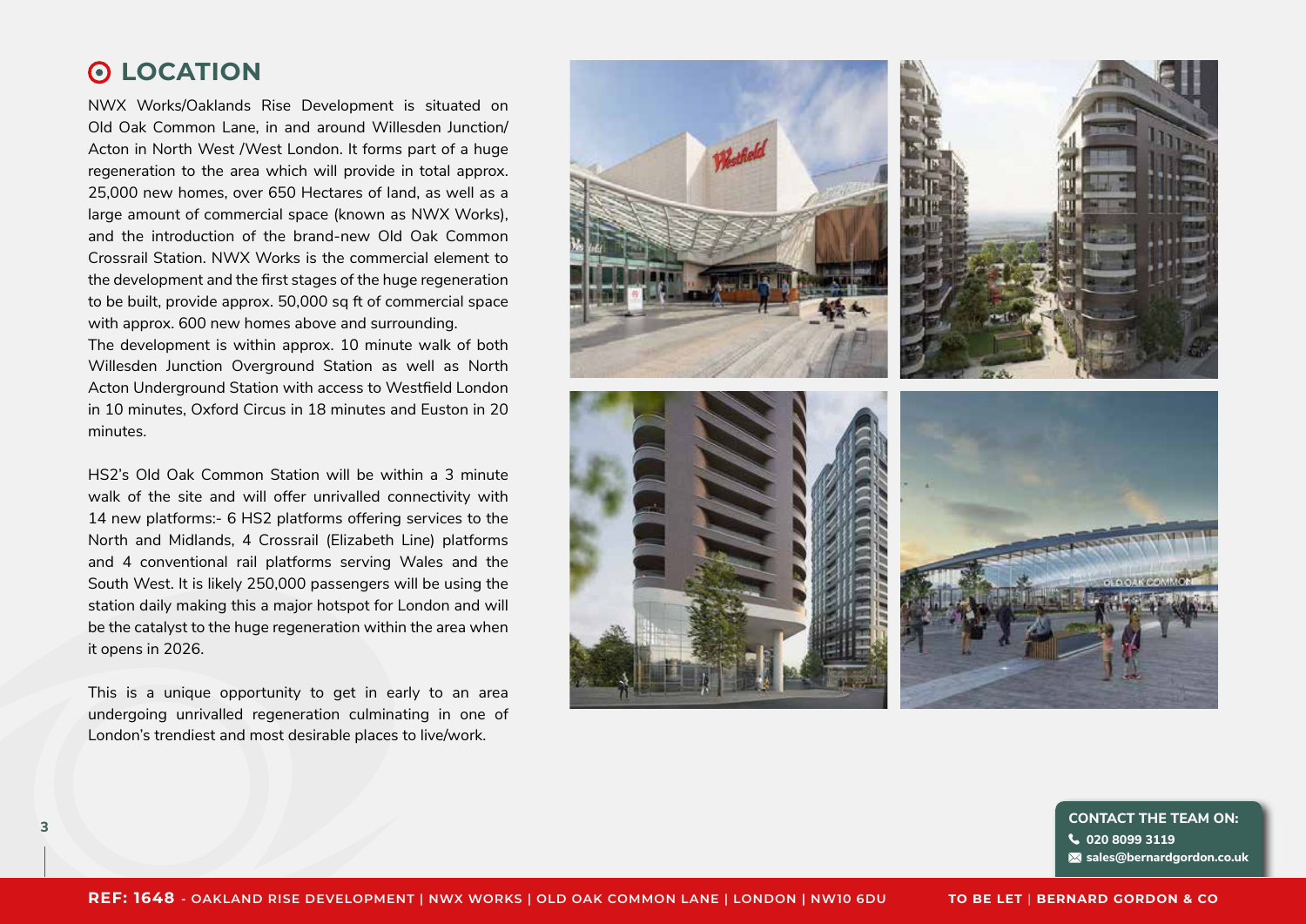# LOCATION

NWX Works/Oaklands Rise Development is situated on Old Oak Common Lane, in and around Willesden Junction/ Acton in North West /West London. It forms part of a huge regeneration to the area which will provide in total approx. 25,000 new homes, over 650 Hectares of land, as well as a large amount of commercial space (known as NWX Works), and the introduction of the brand-new Old Oak Common Crossrail Station. NWX Works is the commercial element to the development and the first stages of the huge regeneration to be built, provide approx. 50,000 sq ft of commercial space with approx. 600 new homes above and surrounding.

The development is within approx. 10 minute walk of both Willesden Junction Overground Station as well as North Acton Underground Station with access to Westfield London in 10 minutes, Oxford Circus in 18 minutes and Euston in 20 minutes.

HS2's Old Oak Common Station will be within a 3 minute walk of the site and will offer unrivalled connectivity with 14 new platforms:- 6 HS2 platforms offering services to the North and Midlands, 4 Crossrail (Elizabeth Line) platforms and 4 conventional rail platforms serving Wales and the South West. It is likely 250,000 passengers will be using the station daily making this a major hotspot for London and will be the catalyst to the huge regeneration within the area when it opens in 2026.

This is a unique opportunity to get in early to an area undergoing unrivalled regeneration culminating in one of London's trendiest and most desirable places to live/work.

**CONTACT THE TEAM ON:**
020 8099 3119
sales@bernardgordon.co.uk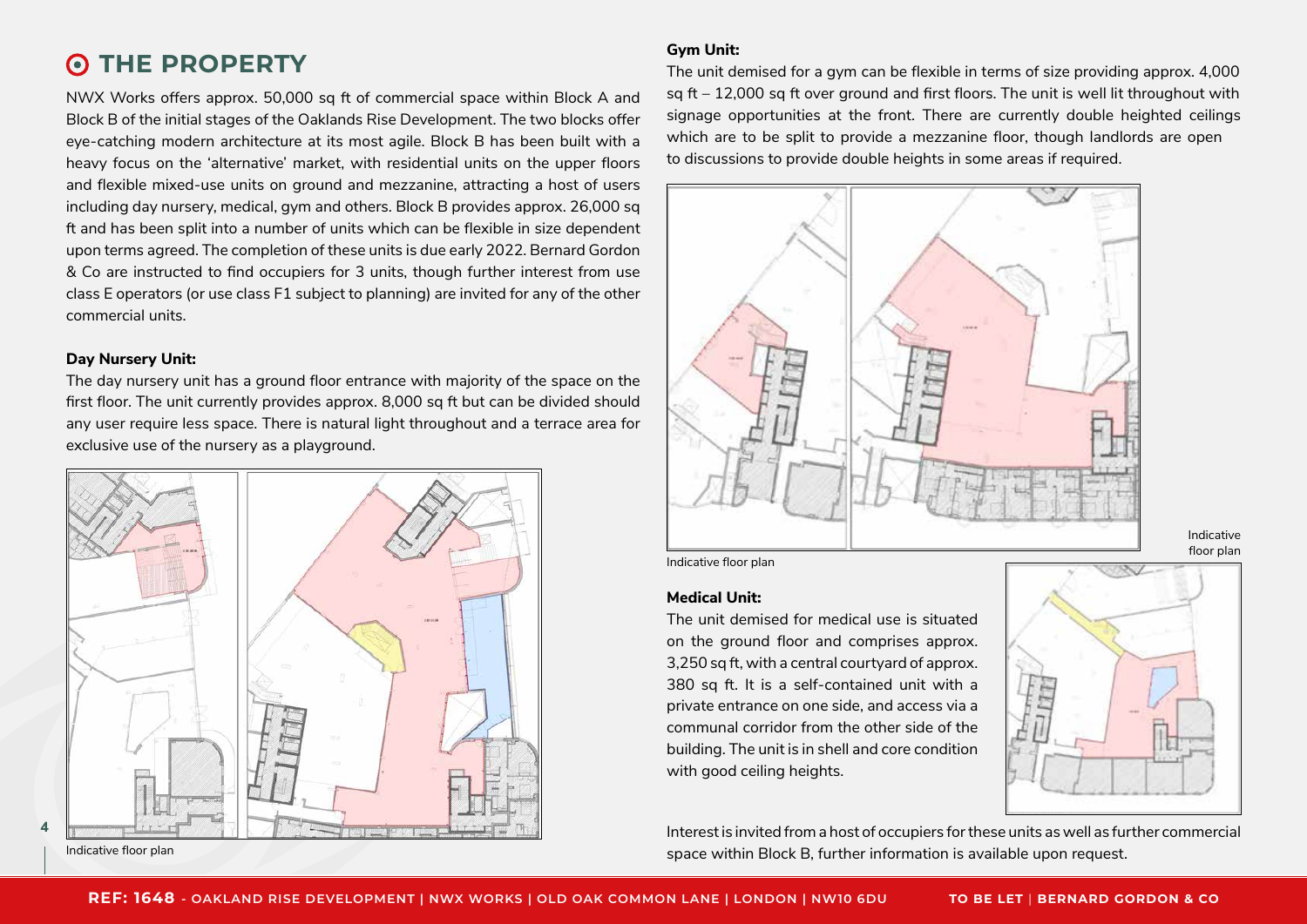# THE PROPERTY

NWX Works offers approx. 50,000 sq ft of commercial space within Block A and Block B of the initial stages of the Oaklands Rise Development. The two blocks offer eye-catching modern architecture at its most agile. Block B has been built with a heavy focus on the 'alternative' market, with residential units on the upper floors and flexible mixed-use units on ground and mezzanine, attracting a host of users including day nursery, medical, gym and others. Block B provides approx. 26,000 sq ft and has been split into a number of units which can be flexible in size dependent upon terms agreed. The completion of these units is due early 2022. Bernard Gordon & Co are instructed to find occupiers for 3 units, though further interest from use class E operators (or use class F1 subject to planning) are invited for any of the other commercial units.

**Day Nursery Unit:**

The day nursery unit has a ground floor entrance with majority of the space on the first floor. The unit currently provides approx. 8,000 sq ft but can be divided should any user require less space. There is natural light throughout and a terrace area for exclusive use of the nursery as a playground.

Indicative floor plan

**Gym Unit:**

The unit demised for a gym can be flexible in terms of size providing approx. 4,000 sq ft – 12,000 sq ft over ground and first floors. The unit is well lit throughout with signage opportunities at the front. There are currently double heighted ceilings which are to be split to provide a mezzanine floor, though landlords are open to discussions to provide double heights in some areas if required.

Indicative floor plan

**Medical Unit:**

The unit demised for medical use is situated on the ground floor and comprises approx. 3,250 sq ft, with a central courtyard of approx. 380 sq ft. It is a self-contained unit with a private entrance on one side, and access via a communal corridor from the other side of the building. The unit is in shell and core condition with good ceiling heights.

Indicative floor plan

Interest is invited from a host of occupiers for these units as well as further commercial space within Block B, further information is available upon request.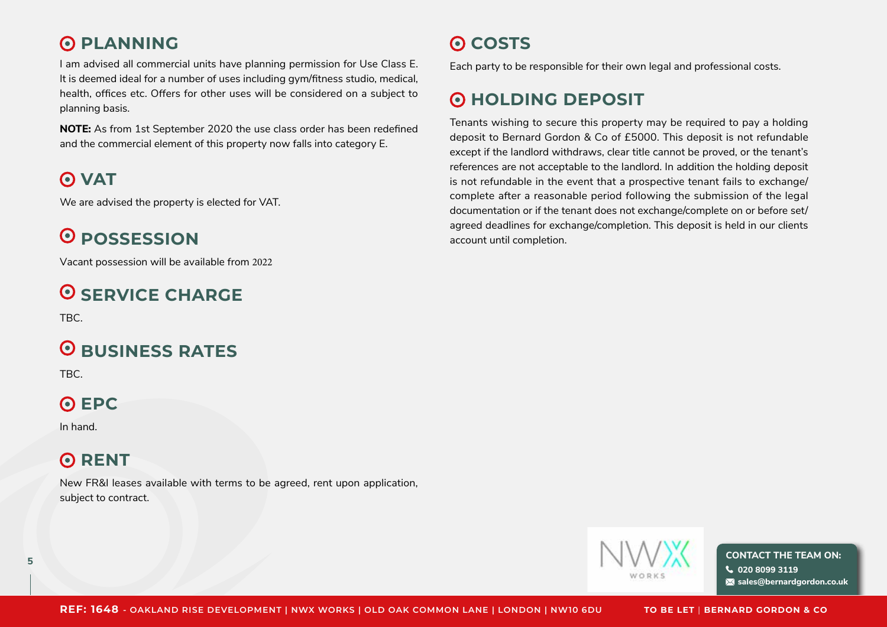## PLANNING

I am advised all commercial units have planning permission for Use Class E. It is deemed ideal for a number of uses including gym/fitness studio, medical, health, offices etc. Offers for other uses will be considered on a subject to planning basis.

**NOTE:** As from 1st September 2020 the use class order has been redefined and the commercial element of this property now falls into category E.

## VAT

We are advised the property is elected for VAT.

## POSSESSION

Vacant possession will be available from 2022

## SERVICE CHARGE

TBC.

## BUSINESS RATES

TBC.

## EPC

In hand.

## RENT

New FR&I leases available with terms to be agreed, rent upon application, subject to contract.

## COSTS

Each party to be responsible for their own legal and professional costs.

## HOLDING DEPOSIT

Tenants wishing to secure this property may be required to pay a holding deposit to Bernard Gordon & Co of £5000. This deposit is not refundable except if the landlord withdraws, clear title cannot be proved, or the tenant's references are not acceptable to the landlord. In addition the holding deposit is not refundable in the event that a prospective tenant fails to exchange/complete after a reasonable period following the submission of the legal documentation or if the tenant does not exchange/complete on or before set/agreed deadlines for exchange/completion. This deposit is held in our clients account until completion.

NWX WORKS

**CONTACT THE TEAM ON:**
**020 8099 3119**
**sales@bernardgordon.co.uk**

**REF: 1648** - OAKLAND RISE DEVELOPMENT | NWX WORKS | OLD OAK COMMON LANE | LONDON | NW10 6DU — TO BE LET | BERNARD GORDON & CO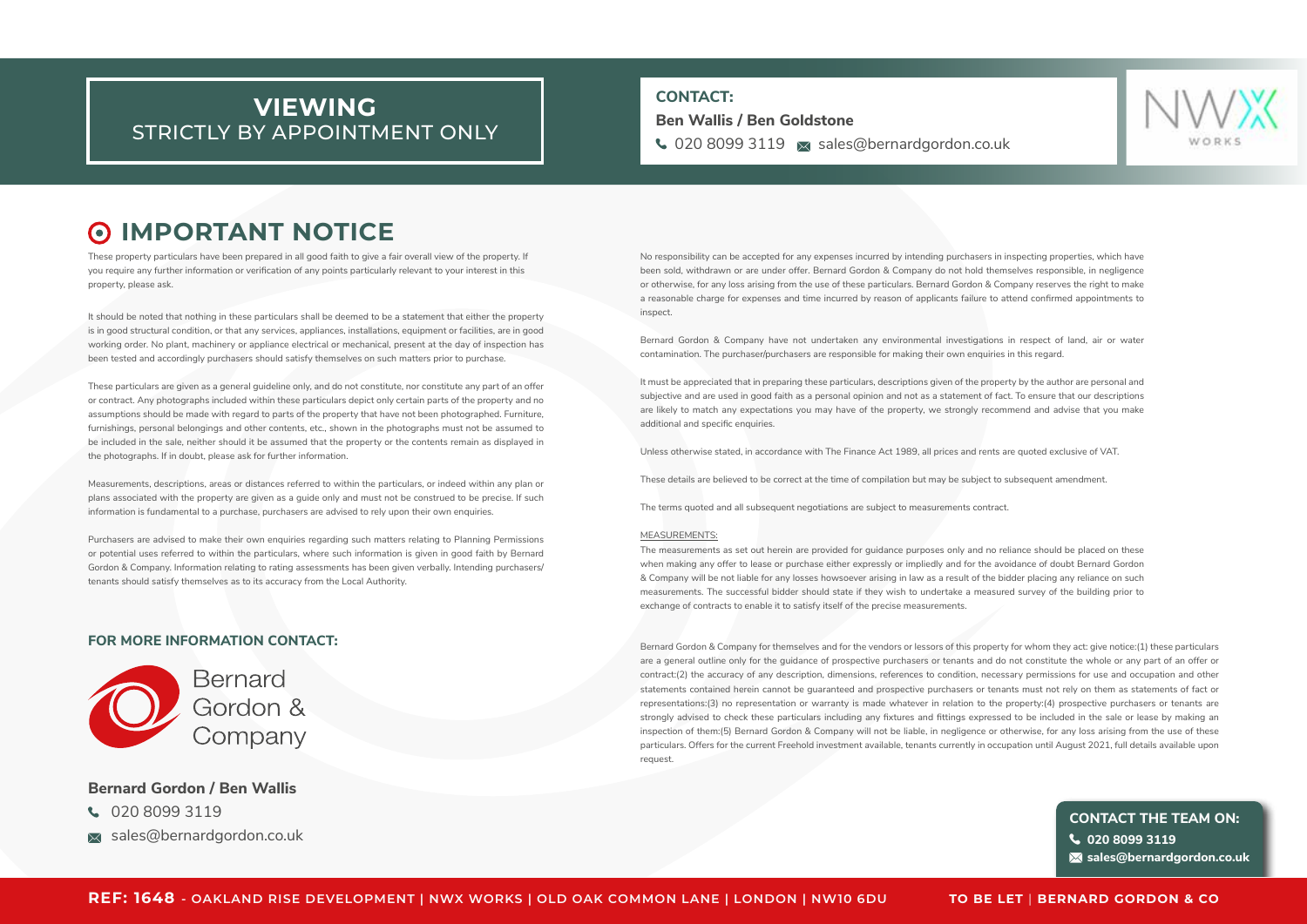## VIEWING
STRICTLY BY APPOINTMENT ONLY

**CONTACT:**

**Ben Wallis / Ben Goldstone**

020 8099 3119 sales@bernardgordon.co.uk

NWX WORKS

# IMPORTANT NOTICE

These property particulars have been prepared in all good faith to give a fair overall view of the property. If you require any further information or verification of any points particularly relevant to your interest in this property, please ask.

It should be noted that nothing in these particulars shall be deemed to be a statement that either the property is in good structural condition, or that any services, appliances, installations, equipment or facilities, are in good working order. No plant, machinery or appliance electrical or mechanical, present at the day of inspection has been tested and accordingly purchasers should satisfy themselves on such matters prior to purchase.

These particulars are given as a general guideline only, and do not constitute, nor constitute any part of an offer or contract. Any photographs included within these particulars depict only certain parts of the property and no assumptions should be made with regard to parts of the property that have not been photographed. Furniture, furnishings, personal belongings and other contents, etc., shown in the photographs must not be assumed to be included in the sale, neither should it be assumed that the property or the contents remain as displayed in the photographs. If in doubt, please ask for further information.

Measurements, descriptions, areas or distances referred to within the particulars, or indeed within any plan or plans associated with the property are given as a guide only and must not be construed to be precise. If such information is fundamental to a purchase, purchasers are advised to rely upon their own enquiries.

Purchasers are advised to make their own enquiries regarding such matters relating to Planning Permissions or potential uses referred to within the particulars, where such information is given in good faith by Bernard Gordon & Company. Information relating to rating assessments has been given verbally. Intending purchasers/ tenants should satisfy themselves as to its accuracy from the Local Authority.

### FOR MORE INFORMATION CONTACT:

Bernard Gordon & Company

**Bernard Gordon / Ben Wallis**

020 8099 3119

sales@bernardgordon.co.uk

No responsibility can be accepted for any expenses incurred by intending purchasers in inspecting properties, which have been sold, withdrawn or are under offer. Bernard Gordon & Company do not hold themselves responsible, in negligence or otherwise, for any loss arising from the use of these particulars. Bernard Gordon & Company reserves the right to make a reasonable charge for expenses and time incurred by reason of applicants failure to attend confirmed appointments to inspect.

Bernard Gordon & Company have not undertaken any environmental investigations in respect of land, air or water contamination. The purchaser/purchasers are responsible for making their own enquiries in this regard.

It must be appreciated that in preparing these particulars, descriptions given of the property by the author are personal and subjective and are used in good faith as a personal opinion and not as a statement of fact. To ensure that our descriptions are likely to match any expectations you may have of the property, we strongly recommend and advise that you make additional and specific enquiries.

Unless otherwise stated, in accordance with The Finance Act 1989, all prices and rents are quoted exclusive of VAT.

These details are believed to be correct at the time of compilation but may be subject to subsequent amendment.

The terms quoted and all subsequent negotiations are subject to measurements contract.

MEASUREMENTS:

The measurements as set out herein are provided for guidance purposes only and no reliance should be placed on these when making any offer to lease or purchase either expressly or impliedly and for the avoidance of doubt Bernard Gordon & Company will be not liable for any losses howsoever arising in law as a result of the bidder placing any reliance on such measurements. The successful bidder should state if they wish to undertake a measured survey of the building prior to exchange of contracts to enable it to satisfy itself of the precise measurements.

Bernard Gordon & Company for themselves and for the vendors or lessors of this property for whom they act: give notice:(1) these particulars are a general outline only for the guidance of prospective purchasers or tenants and do not constitute the whole or any part of an offer or contract:(2) the accuracy of any description, dimensions, references to condition, necessary permissions for use and occupation and other statements contained herein cannot be guaranteed and prospective purchasers or tenants must not rely on them as statements of fact or representations:(3) no representation or warranty is made whatever in relation to the property:(4) prospective purchasers or tenants are strongly advised to check these particulars including any fixtures and fittings expressed to be included in the sale or lease by making an inspection of them:(5) Bernard Gordon & Company will not be liable, in negligence or otherwise, for any loss arising from the use of these particulars. Offers for the current Freehold investment available, tenants currently in occupation until August 2021, full details available upon request.

**CONTACT THE TEAM ON:**

**020 8099 3119**

**sales@bernardgordon.co.uk**

**REF: 1648** - OAKLAND RISE DEVELOPMENT | NWX WORKS | OLD OAK COMMON LANE | LONDON | NW10 6DU TO BE LET | BERNARD GORDON & CO